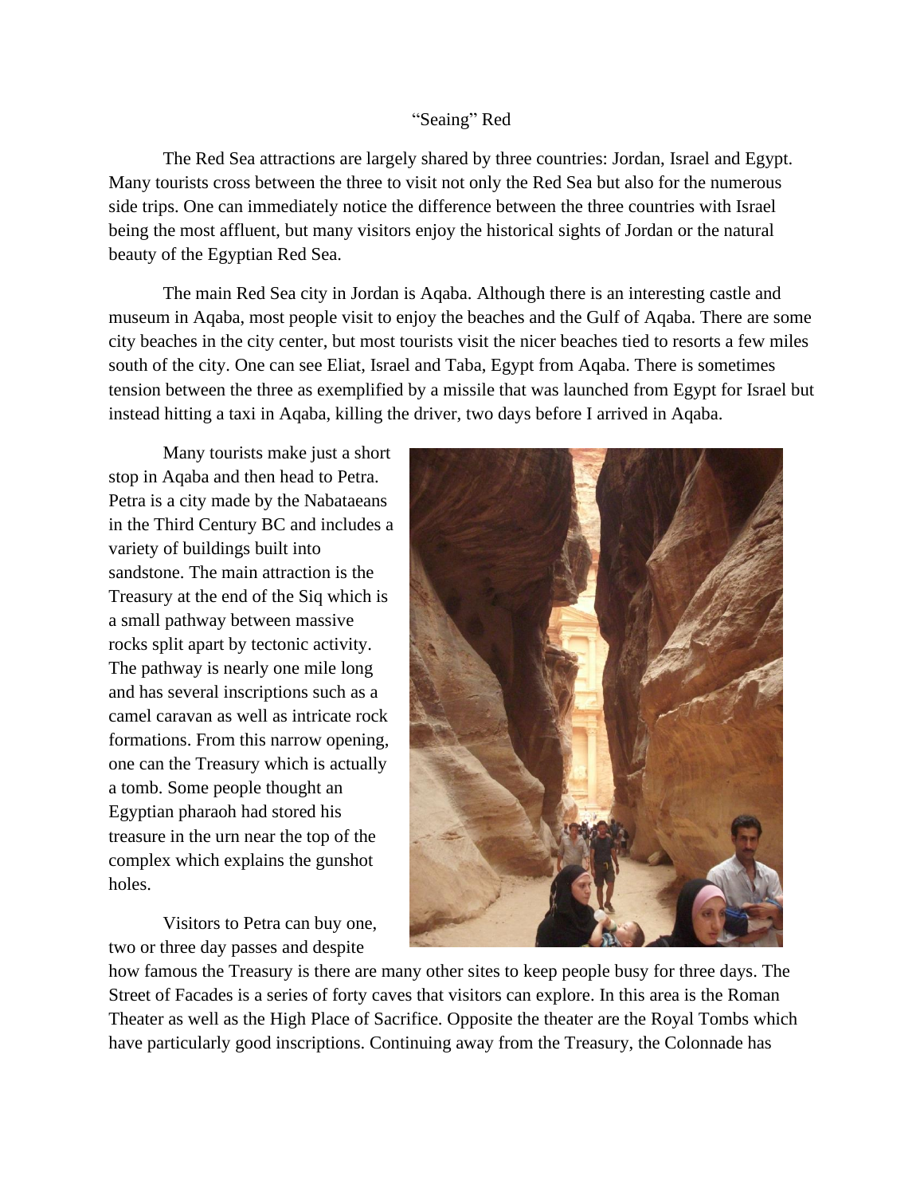# "Seaing" Red

The Red Sea attractions are largely shared by three countries: Jordan, Israel and Egypt. Many tourists cross between the three to visit not only the Red Sea but also for the numerous side trips. One can immediately notice the difference between the three countries with Israel being the most affluent, but many visitors enjoy the historical sights of Jordan or the natural beauty of the Egyptian Red Sea.

The main Red Sea city in Jordan is Aqaba. Although there is an interesting castle and museum in Aqaba, most people visit to enjoy the beaches and the Gulf of Aqaba. There are some city beaches in the city center, but most tourists visit the nicer beaches tied to resorts a few miles south of the city. One can see Eliat, Israel and Taba, Egypt from Aqaba. There is sometimes tension between the three as exemplified by a missile that was launched from Egypt for Israel but instead hitting a taxi in Aqaba, killing the driver, two days before I arrived in Aqaba.

Many tourists make just a short stop in Aqaba and then head to Petra. Petra is a city made by the Nabataeans in the Third Century BC and includes a variety of buildings built into sandstone. The main attraction is the Treasury at the end of the Siq which is a small pathway between massive rocks split apart by tectonic activity. The pathway is nearly one mile long and has several inscriptions such as a camel caravan as well as intricate rock formations. From this narrow opening, one can the Treasury which is actually a tomb. Some people thought an Egyptian pharaoh had stored his treasure in the urn near the top of the complex which explains the gunshot holes.

Visitors to Petra can buy one, two or three day passes and despite how famous the Treasury is there are many other sites to keep people busy for three days. The Street of Facades is a series of forty caves that visitors can explore. In this area is the Roman Theater as well as the High Place of Sacrifice. Opposite the theater are the Royal Tombs which have particularly good inscriptions. Continuing away from the Treasury, the Colonnade has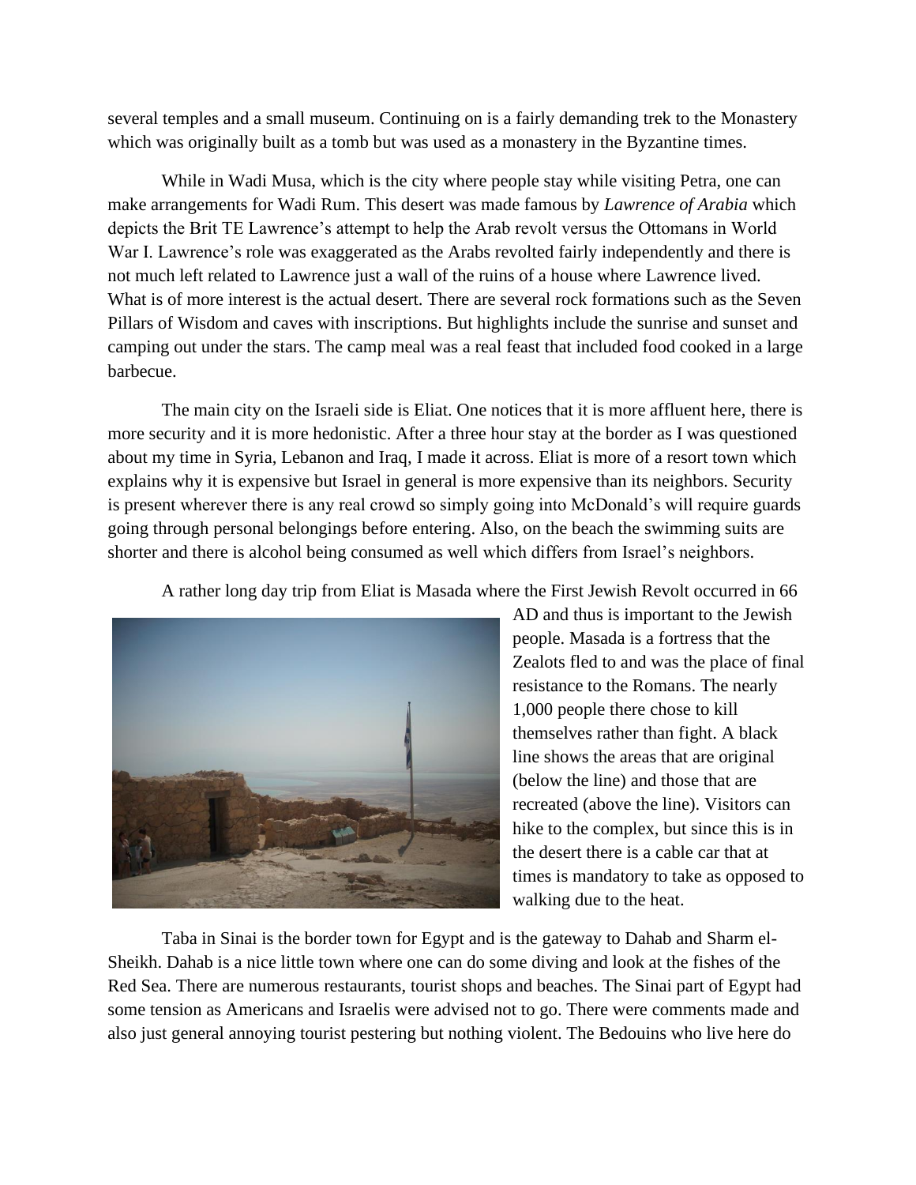several temples and a small museum. Continuing on is a fairly demanding trek to the Monastery which was originally built as a tomb but was used as a monastery in the Byzantine times.

While in Wadi Musa, which is the city where people stay while visiting Petra, one can make arrangements for Wadi Rum. This desert was made famous by *Lawrence of Arabia* which depicts the Brit TE Lawrence's attempt to help the Arab revolt versus the Ottomans in World War I. Lawrence's role was exaggerated as the Arabs revolted fairly independently and there is not much left related to Lawrence just a wall of the ruins of a house where Lawrence lived. What is of more interest is the actual desert. There are several rock formations such as the Seven Pillars of Wisdom and caves with inscriptions. But highlights include the sunrise and sunset and camping out under the stars. The camp meal was a real feast that included food cooked in a large barbecue.

The main city on the Israeli side is Eliat. One notices that it is more affluent here, there is more security and it is more hedonistic. After a three hour stay at the border as I was questioned about my time in Syria, Lebanon and Iraq, I made it across. Eliat is more of a resort town which explains why it is expensive but Israel in general is more expensive than its neighbors. Security is present wherever there is any real crowd so simply going into McDonald's will require guards going through personal belongings before entering. Also, on the beach the swimming suits are shorter and there is alcohol being consumed as well which differs from Israel's neighbors.

A rather long day trip from Eliat is Masada where the First Jewish Revolt occurred in 66 AD and thus is important to the Jewish people. Masada is a fortress that the Zealots fled to and was the place of final resistance to the Romans. The nearly 1,000 people there chose to kill themselves rather than fight. A black line shows the areas that are original (below the line) and those that are recreated (above the line). Visitors can hike to the complex, but since this is in the desert there is a cable car that at times is mandatory to take as opposed to walking due to the heat.

Taba in Sinai is the border town for Egypt and is the gateway to Dahab and Sharm el-Sheikh. Dahab is a nice little town where one can do some diving and look at the fishes of the Red Sea. There are numerous restaurants, tourist shops and beaches. The Sinai part of Egypt had some tension as Americans and Israelis were advised not to go. There were comments made and also just general annoying tourist pestering but nothing violent. The Bedouins who live here do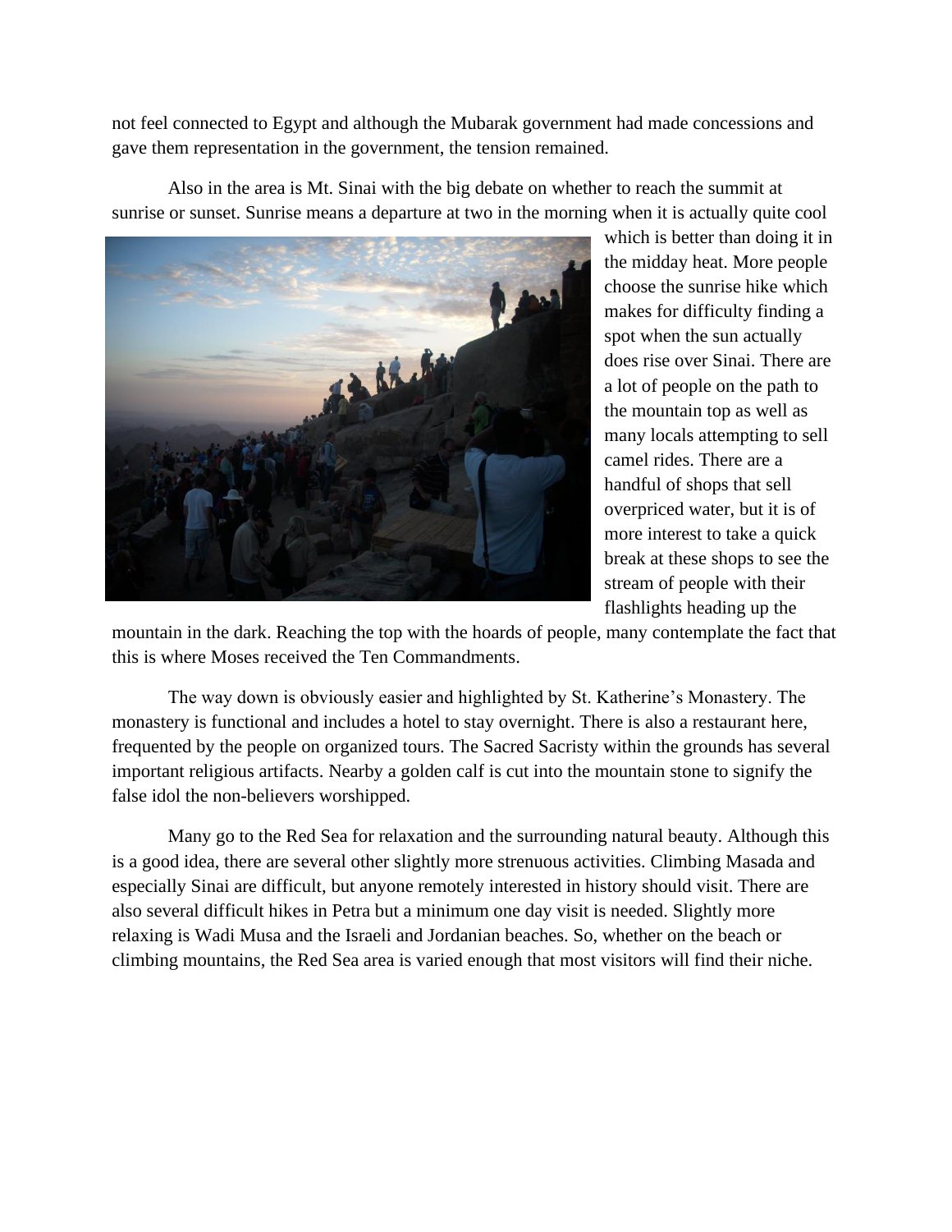not feel connected to Egypt and although the Mubarak government had made concessions and gave them representation in the government, the tension remained.

Also in the area is Mt. Sinai with the big debate on whether to reach the summit at sunrise or sunset. Sunrise means a departure at two in the morning when it is actually quite cool which is better than doing it in the midday heat. More people choose the sunrise hike which makes for difficulty finding a spot when the sun actually does rise over Sinai. There are a lot of people on the path to the mountain top as well as many locals attempting to sell camel rides. There are a handful of shops that sell overpriced water, but it is of more interest to take a quick break at these shops to see the stream of people with their flashlights heading up the mountain in the dark. Reaching the top with the hoards of people, many contemplate the fact that this is where Moses received the Ten Commandments.

The way down is obviously easier and highlighted by St. Katherine's Monastery. The monastery is functional and includes a hotel to stay overnight. There is also a restaurant here, frequented by the people on organized tours. The Sacred Sacristy within the grounds has several important religious artifacts. Nearby a golden calf is cut into the mountain stone to signify the false idol the non-believers worshipped.

Many go to the Red Sea for relaxation and the surrounding natural beauty. Although this is a good idea, there are several other slightly more strenuous activities. Climbing Masada and especially Sinai are difficult, but anyone remotely interested in history should visit. There are also several difficult hikes in Petra but a minimum one day visit is needed. Slightly more relaxing is Wadi Musa and the Israeli and Jordanian beaches. So, whether on the beach or climbing mountains, the Red Sea area is varied enough that most visitors will find their niche.